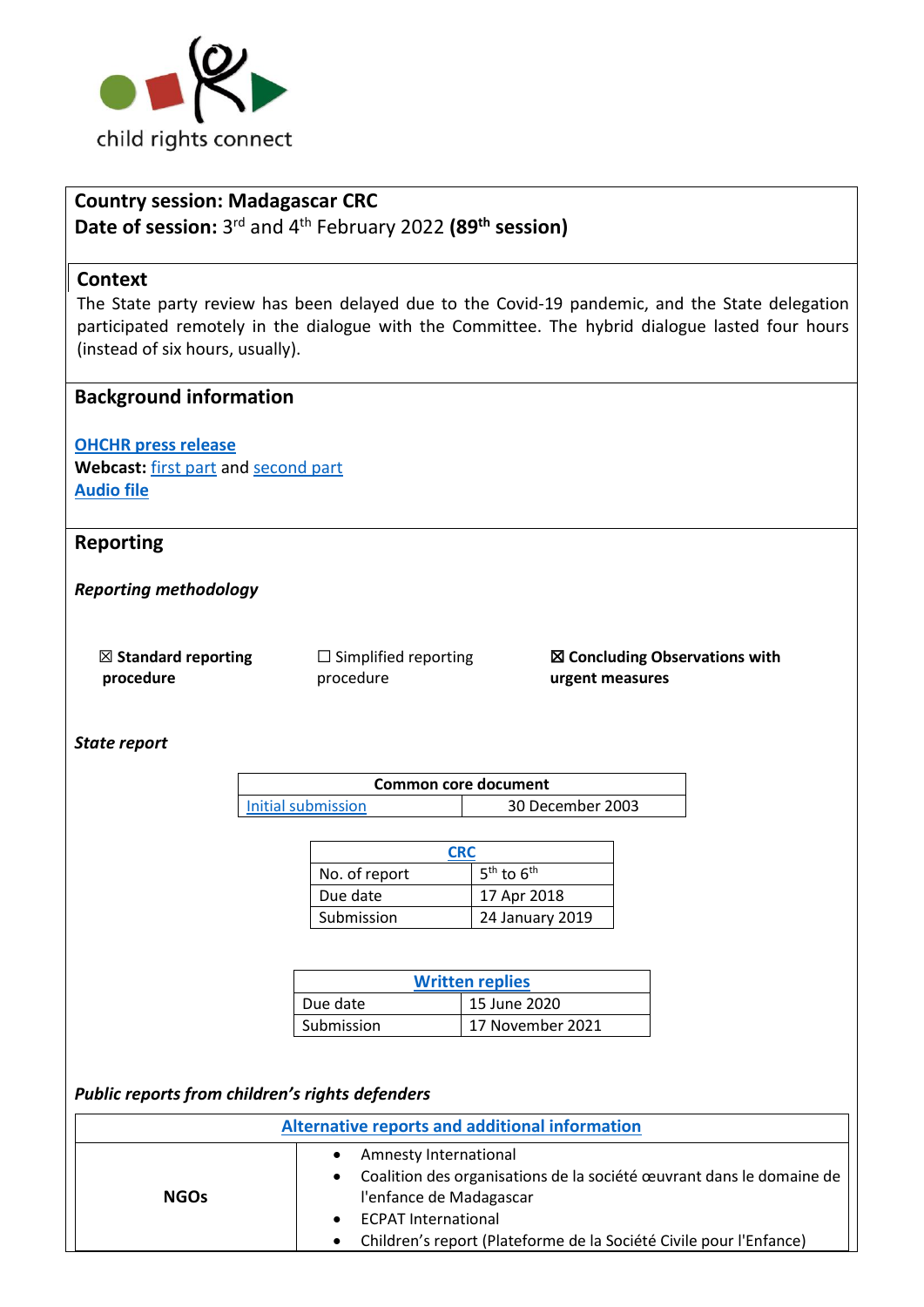child rights connect

**Country session: Madagascar CRC**
**Date of session:** 3rd and 4th February 2022 **(89th session)**

## Context

The State party review has been delayed due to the Covid-19 pandemic, and the State delegation participated remotely in the dialogue with the Committee. The hybrid dialogue lasted four hours (instead of six hours, usually).

## Background information

**OHCHR press release**
**Webcast:** first part and second part
**Audio file**

## Reporting

***Reporting methodology***

☒ **Standard reporting procedure**

☐ Simplified reporting procedure

☒ **Concluding Observations with urgent measures**

***State report***

| Common core document | |
|---|---|
| Initial submission | 30 December 2003 |

| CRC | |
|---|---|
| No. of report | 5th to 6th |
| Due date | 17 Apr 2018 |
| Submission | 24 January 2019 |

| Written replies | |
|---|---|
| Due date | 15 June 2020 |
| Submission | 17 November 2021 |

***Public reports from children's rights defenders***

| Alternative reports and additional information | |
|---|---|
| **NGOs** | • Amnesty International<br>• Coalition des organisations de la société œuvrant dans le domaine de l'enfance de Madagascar<br>• ECPAT International<br>• Children's report (Plateforme de la Société Civile pour l'Enfance) |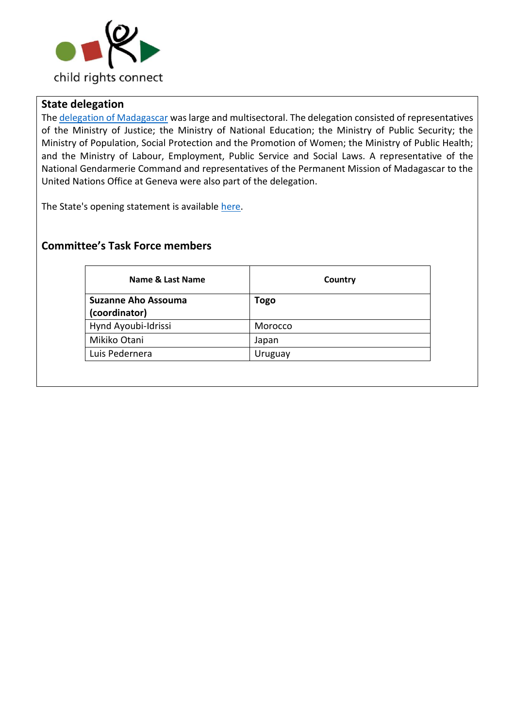## State delegation

The [delegation of Madagascar] was large and multisectoral. The delegation consisted of representatives of the Ministry of Justice; the Ministry of National Education; the Ministry of Public Security; the Ministry of Population, Social Protection and the Promotion of Women; the Ministry of Public Health; and the Ministry of Labour, Employment, Public Service and Social Laws. A representative of the National Gendarmerie Command and representatives of the Permanent Mission of Madagascar to the United Nations Office at Geneva were also part of the delegation.

The State's opening statement is available [here].

## Committee's Task Force members

| Name & Last Name | Country |
|---|---|
| **Suzanne Aho Assouma (coordinator)** | **Togo** |
| Hynd Ayoubi-Idrissi | Morocco |
| Mikiko Otani | Japan |
| Luis Pedernera | Uruguay |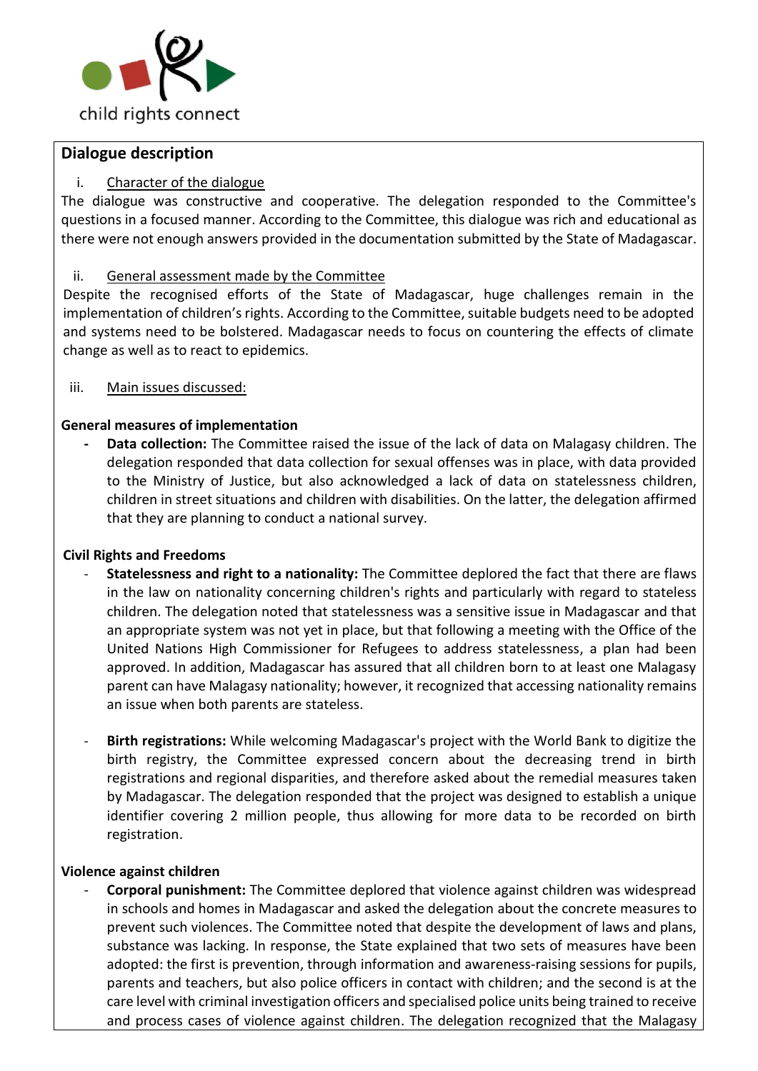## Dialogue description

i. Character of the dialogue

The dialogue was constructive and cooperative. The delegation responded to the Committee's questions in a focused manner. According to the Committee, this dialogue was rich and educational as there were not enough answers provided in the documentation submitted by the State of Madagascar.

ii. General assessment made by the Committee

Despite the recognised efforts of the State of Madagascar, huge challenges remain in the implementation of children's rights. According to the Committee, suitable budgets need to be adopted and systems need to be bolstered. Madagascar needs to focus on countering the effects of climate change as well as to react to epidemics.

iii. Main issues discussed:

**General measures of implementation**

- **Data collection:** The Committee raised the issue of the lack of data on Malagasy children. The delegation responded that data collection for sexual offenses was in place, with data provided to the Ministry of Justice, but also acknowledged a lack of data on statelessness children, children in street situations and children with disabilities. On the latter, the delegation affirmed that they are planning to conduct a national survey.

**Civil Rights and Freedoms**

- **Statelessness and right to a nationality:** The Committee deplored the fact that there are flaws in the law on nationality concerning children's rights and particularly with regard to stateless children. The delegation noted that statelessness was a sensitive issue in Madagascar and that an appropriate system was not yet in place, but that following a meeting with the Office of the United Nations High Commissioner for Refugees to address statelessness, a plan had been approved. In addition, Madagascar has assured that all children born to at least one Malagasy parent can have Malagasy nationality; however, it recognized that accessing nationality remains an issue when both parents are stateless.

- **Birth registrations:** While welcoming Madagascar's project with the World Bank to digitize the birth registry, the Committee expressed concern about the decreasing trend in birth registrations and regional disparities, and therefore asked about the remedial measures taken by Madagascar. The delegation responded that the project was designed to establish a unique identifier covering 2 million people, thus allowing for more data to be recorded on birth registration.

**Violence against children**

- **Corporal punishment:** The Committee deplored that violence against children was widespread in schools and homes in Madagascar and asked the delegation about the concrete measures to prevent such violences. The Committee noted that despite the development of laws and plans, substance was lacking. In response, the State explained that two sets of measures have been adopted: the first is prevention, through information and awareness-raising sessions for pupils, parents and teachers, but also police officers in contact with children; and the second is at the care level with criminal investigation officers and specialised police units being trained to receive and process cases of violence against children. The delegation recognized that the Malagasy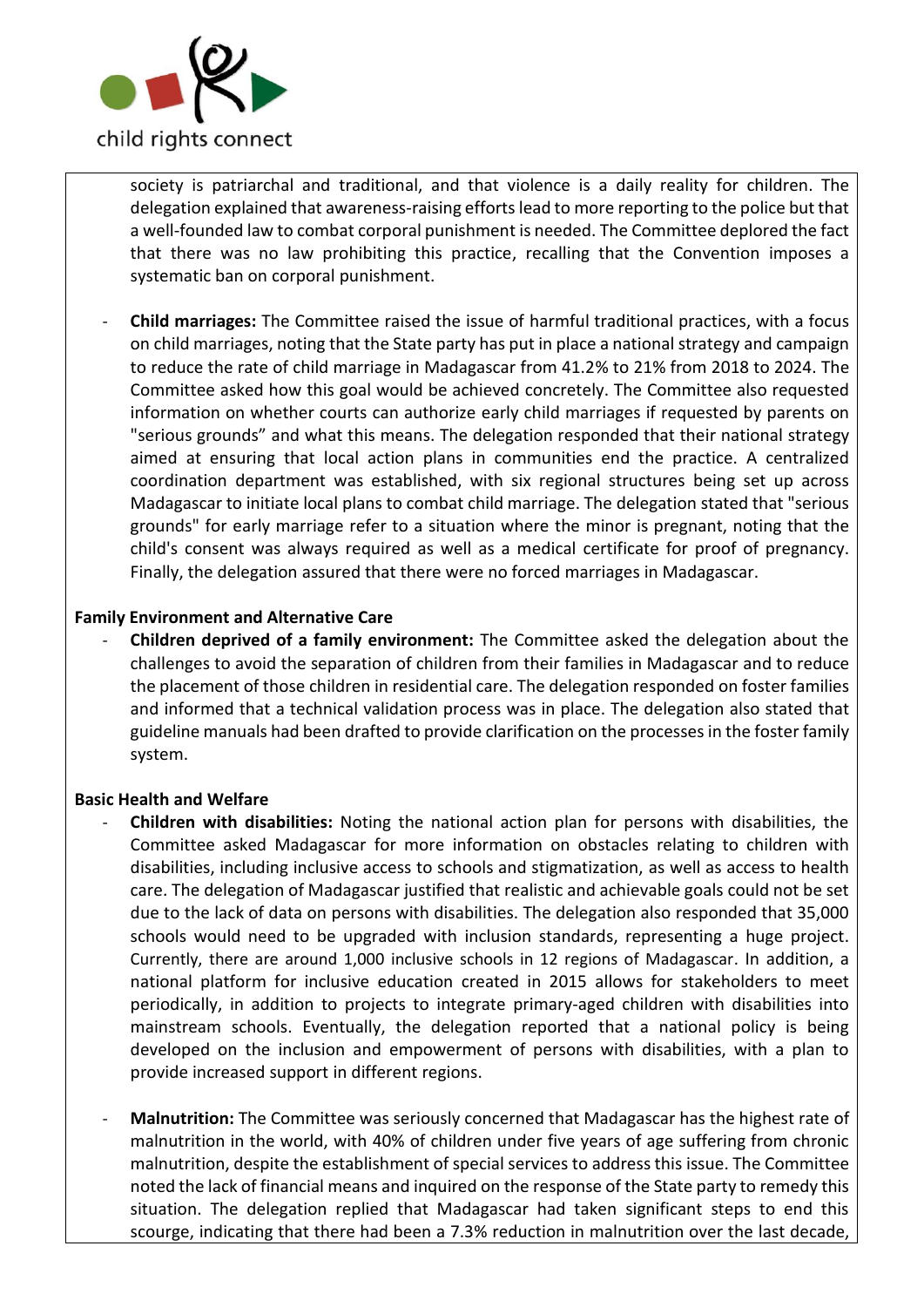society is patriarchal and traditional, and that violence is a daily reality for children. The delegation explained that awareness-raising efforts lead to more reporting to the police but that a well-founded law to combat corporal punishment is needed. The Committee deplored the fact that there was no law prohibiting this practice, recalling that the Convention imposes a systematic ban on corporal punishment.

- **Child marriages:** The Committee raised the issue of harmful traditional practices, with a focus on child marriages, noting that the State party has put in place a national strategy and campaign to reduce the rate of child marriage in Madagascar from 41.2% to 21% from 2018 to 2024. The Committee asked how this goal would be achieved concretely. The Committee also requested information on whether courts can authorize early child marriages if requested by parents on "serious grounds" and what this means. The delegation responded that their national strategy aimed at ensuring that local action plans in communities end the practice. A centralized coordination department was established, with six regional structures being set up across Madagascar to initiate local plans to combat child marriage. The delegation stated that "serious grounds" for early marriage refer to a situation where the minor is pregnant, noting that the child's consent was always required as well as a medical certificate for proof of pregnancy. Finally, the delegation assured that there were no forced marriages in Madagascar.

**Family Environment and Alternative Care**

- **Children deprived of a family environment:** The Committee asked the delegation about the challenges to avoid the separation of children from their families in Madagascar and to reduce the placement of those children in residential care. The delegation responded on foster families and informed that a technical validation process was in place. The delegation also stated that guideline manuals had been drafted to provide clarification on the processes in the foster family system.

**Basic Health and Welfare**

- **Children with disabilities:** Noting the national action plan for persons with disabilities, the Committee asked Madagascar for more information on obstacles relating to children with disabilities, including inclusive access to schools and stigmatization, as well as access to health care. The delegation of Madagascar justified that realistic and achievable goals could not be set due to the lack of data on persons with disabilities. The delegation also responded that 35,000 schools would need to be upgraded with inclusion standards, representing a huge project. Currently, there are around 1,000 inclusive schools in 12 regions of Madagascar. In addition, a national platform for inclusive education created in 2015 allows for stakeholders to meet periodically, in addition to projects to integrate primary-aged children with disabilities into mainstream schools. Eventually, the delegation reported that a national policy is being developed on the inclusion and empowerment of persons with disabilities, with a plan to provide increased support in different regions.

- **Malnutrition:** The Committee was seriously concerned that Madagascar has the highest rate of malnutrition in the world, with 40% of children under five years of age suffering from chronic malnutrition, despite the establishment of special services to address this issue. The Committee noted the lack of financial means and inquired on the response of the State party to remedy this situation. The delegation replied that Madagascar had taken significant steps to end this scourge, indicating that there had been a 7.3% reduction in malnutrition over the last decade,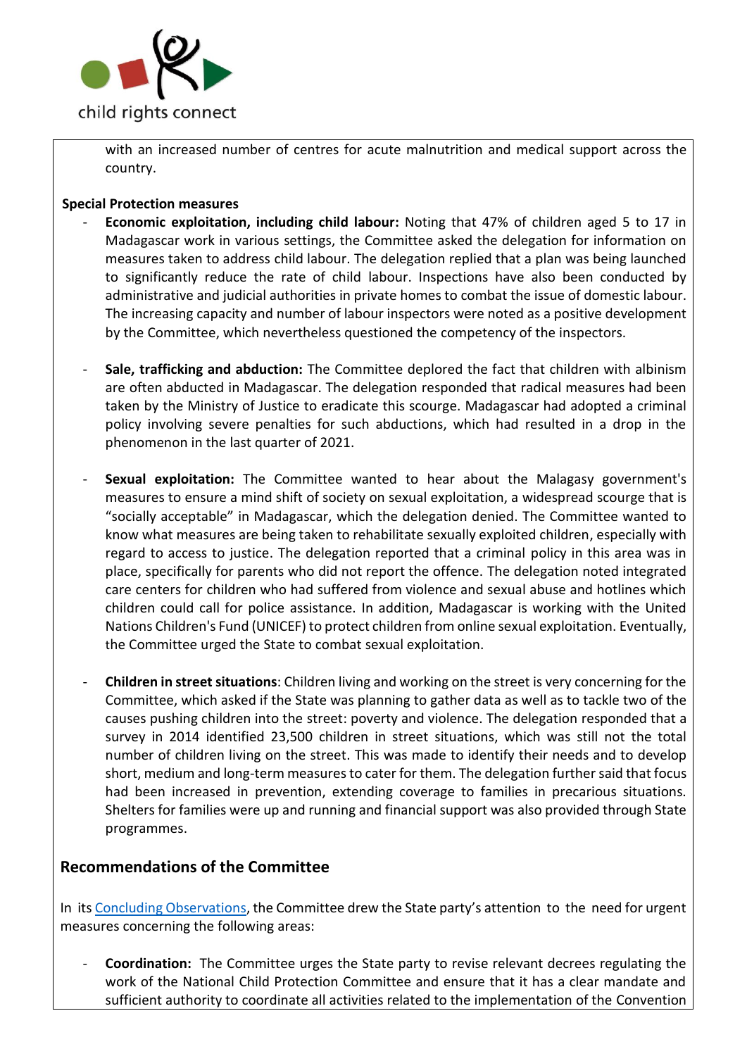with an increased number of centres for acute malnutrition and medical support across the country.

**Special Protection measures**

- **Economic exploitation, including child labour:** Noting that 47% of children aged 5 to 17 in Madagascar work in various settings, the Committee asked the delegation for information on measures taken to address child labour. The delegation replied that a plan was being launched to significantly reduce the rate of child labour. Inspections have also been conducted by administrative and judicial authorities in private homes to combat the issue of domestic labour. The increasing capacity and number of labour inspectors were noted as a positive development by the Committee, which nevertheless questioned the competency of the inspectors.

- **Sale, trafficking and abduction:** The Committee deplored the fact that children with albinism are often abducted in Madagascar. The delegation responded that radical measures had been taken by the Ministry of Justice to eradicate this scourge. Madagascar had adopted a criminal policy involving severe penalties for such abductions, which had resulted in a drop in the phenomenon in the last quarter of 2021.

- **Sexual exploitation:** The Committee wanted to hear about the Malagasy government's measures to ensure a mind shift of society on sexual exploitation, a widespread scourge that is "socially acceptable" in Madagascar, which the delegation denied. The Committee wanted to know what measures are being taken to rehabilitate sexually exploited children, especially with regard to access to justice. The delegation reported that a criminal policy in this area was in place, specifically for parents who did not report the offence. The delegation noted integrated care centers for children who had suffered from violence and sexual abuse and hotlines which children could call for police assistance. In addition, Madagascar is working with the United Nations Children's Fund (UNICEF) to protect children from online sexual exploitation. Eventually, the Committee urged the State to combat sexual exploitation.

- **Children in street situations**: Children living and working on the street is very concerning for the Committee, which asked if the State was planning to gather data as well as to tackle two of the causes pushing children into the street: poverty and violence. The delegation responded that a survey in 2014 identified 23,500 children in street situations, which was still not the total number of children living on the street. This was made to identify their needs and to develop short, medium and long-term measures to cater for them. The delegation further said that focus had been increased in prevention, extending coverage to families in precarious situations. Shelters for families were up and running and financial support was also provided through State programmes.

## Recommendations of the Committee

In its [Concluding Observations](), the Committee drew the State party's attention to the need for urgent measures concerning the following areas:

- **Coordination:** The Committee urges the State party to revise relevant decrees regulating the work of the National Child Protection Committee and ensure that it has a clear mandate and sufficient authority to coordinate all activities related to the implementation of the Convention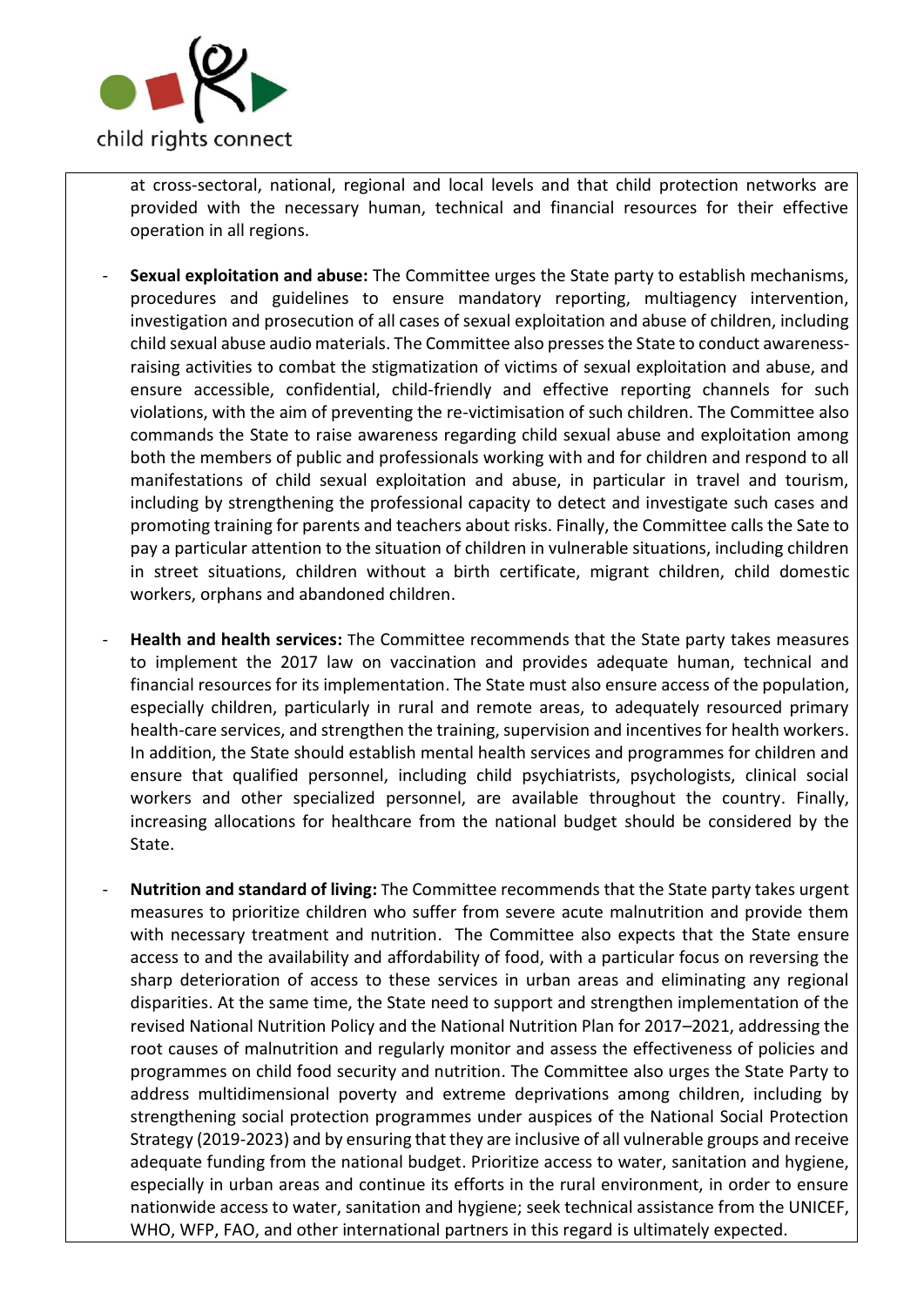at cross-sectoral, national, regional and local levels and that child protection networks are provided with the necessary human, technical and financial resources for their effective operation in all regions.

- **Sexual exploitation and abuse:** The Committee urges the State party to establish mechanisms, procedures and guidelines to ensure mandatory reporting, multiagency intervention, investigation and prosecution of all cases of sexual exploitation and abuse of children, including child sexual abuse audio materials. The Committee also presses the State to conduct awareness-raising activities to combat the stigmatization of victims of sexual exploitation and abuse, and ensure accessible, confidential, child-friendly and effective reporting channels for such violations, with the aim of preventing the re-victimisation of such children. The Committee also commands the State to raise awareness regarding child sexual abuse and exploitation among both the members of public and professionals working with and for children and respond to all manifestations of child sexual exploitation and abuse, in particular in travel and tourism, including by strengthening the professional capacity to detect and investigate such cases and promoting training for parents and teachers about risks. Finally, the Committee calls the Sate to pay a particular attention to the situation of children in vulnerable situations, including children in street situations, children without a birth certificate, migrant children, child domestic workers, orphans and abandoned children.

- **Health and health services:** The Committee recommends that the State party takes measures to implement the 2017 law on vaccination and provides adequate human, technical and financial resources for its implementation. The State must also ensure access of the population, especially children, particularly in rural and remote areas, to adequately resourced primary health-care services, and strengthen the training, supervision and incentives for health workers. In addition, the State should establish mental health services and programmes for children and ensure that qualified personnel, including child psychiatrists, psychologists, clinical social workers and other specialized personnel, are available throughout the country. Finally, increasing allocations for healthcare from the national budget should be considered by the State.

- **Nutrition and standard of living:** The Committee recommends that the State party takes urgent measures to prioritize children who suffer from severe acute malnutrition and provide them with necessary treatment and nutrition. The Committee also expects that the State ensure access to and the availability and affordability of food, with a particular focus on reversing the sharp deterioration of access to these services in urban areas and eliminating any regional disparities. At the same time, the State need to support and strengthen implementation of the revised National Nutrition Policy and the National Nutrition Plan for 2017–2021, addressing the root causes of malnutrition and regularly monitor and assess the effectiveness of policies and programmes on child food security and nutrition. The Committee also urges the State Party to address multidimensional poverty and extreme deprivations among children, including by strengthening social protection programmes under auspices of the National Social Protection Strategy (2019-2023) and by ensuring that they are inclusive of all vulnerable groups and receive adequate funding from the national budget. Prioritize access to water, sanitation and hygiene, especially in urban areas and continue its efforts in the rural environment, in order to ensure nationwide access to water, sanitation and hygiene; seek technical assistance from the UNICEF, WHO, WFP, FAO, and other international partners in this regard is ultimately expected.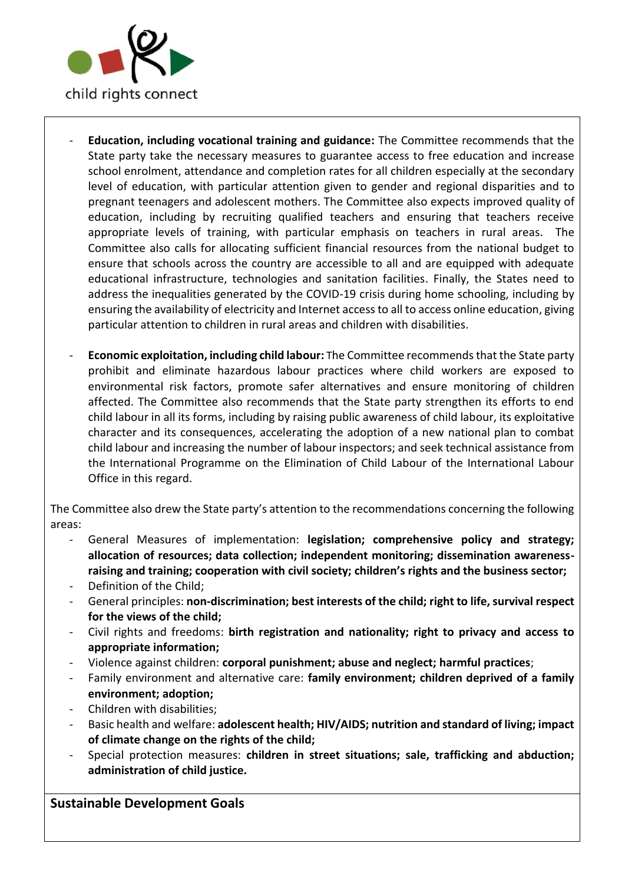- **Education, including vocational training and guidance:** The Committee recommends that the State party take the necessary measures to guarantee access to free education and increase school enrolment, attendance and completion rates for all children especially at the secondary level of education, with particular attention given to gender and regional disparities and to pregnant teenagers and adolescent mothers. The Committee also expects improved quality of education, including by recruiting qualified teachers and ensuring that teachers receive appropriate levels of training, with particular emphasis on teachers in rural areas. The Committee also calls for allocating sufficient financial resources from the national budget to ensure that schools across the country are accessible to all and are equipped with adequate educational infrastructure, technologies and sanitation facilities. Finally, the States need to address the inequalities generated by the COVID-19 crisis during home schooling, including by ensuring the availability of electricity and Internet access to all to access online education, giving particular attention to children in rural areas and children with disabilities.

- **Economic exploitation, including child labour:** The Committee recommends that the State party prohibit and eliminate hazardous labour practices where child workers are exposed to environmental risk factors, promote safer alternatives and ensure monitoring of children affected. The Committee also recommends that the State party strengthen its efforts to end child labour in all its forms, including by raising public awareness of child labour, its exploitative character and its consequences, accelerating the adoption of a new national plan to combat child labour and increasing the number of labour inspectors; and seek technical assistance from the International Programme on the Elimination of Child Labour of the International Labour Office in this regard.

The Committee also drew the State party's attention to the recommendations concerning the following areas:

- General Measures of implementation: **legislation; comprehensive policy and strategy; allocation of resources; data collection; independent monitoring; dissemination awareness-raising and training; cooperation with civil society; children's rights and the business sector;**
- Definition of the Child;
- General principles: **non-discrimination; best interests of the child; right to life, survival respect for the views of the child;**
- Civil rights and freedoms: **birth registration and nationality; right to privacy and access to appropriate information;**
- Violence against children: **corporal punishment; abuse and neglect; harmful practices**;
- Family environment and alternative care: **family environment; children deprived of a family environment; adoption;**
- Children with disabilities;
- Basic health and welfare: **adolescent health; HIV/AIDS; nutrition and standard of living; impact of climate change on the rights of the child;**
- Special protection measures: **children in street situations; sale, trafficking and abduction; administration of child justice.**

## Sustainable Development Goals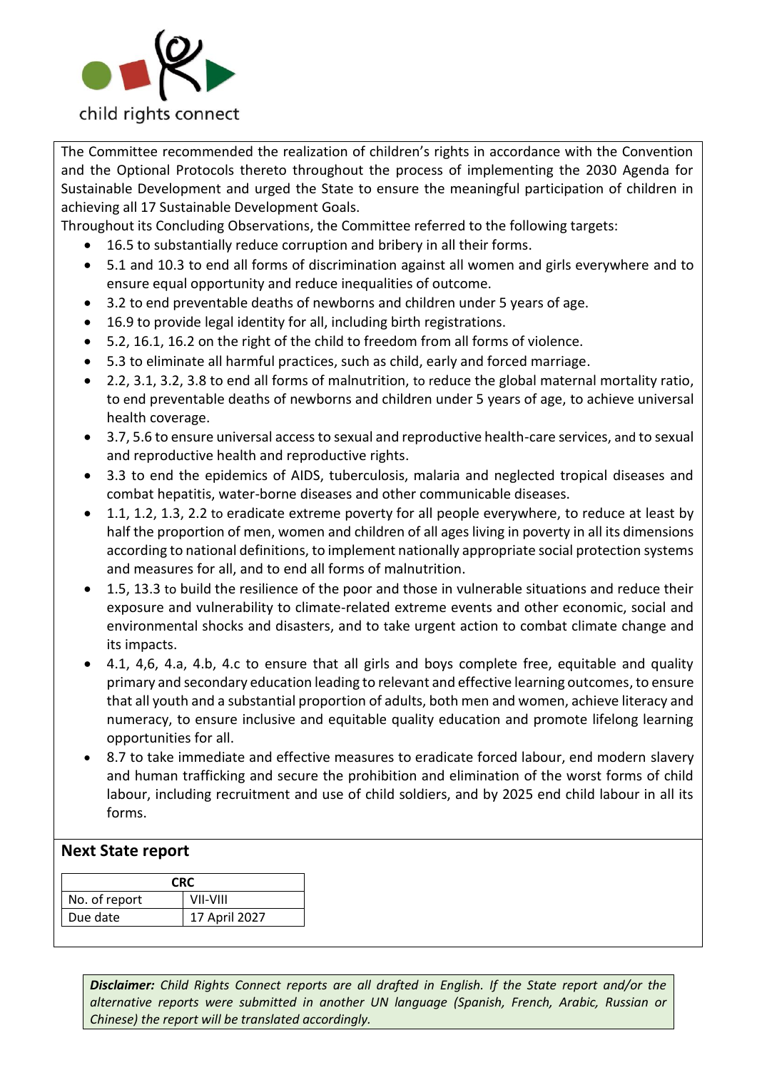child rights connect

The Committee recommended the realization of children's rights in accordance with the Convention and the Optional Protocols thereto throughout the process of implementing the 2030 Agenda for Sustainable Development and urged the State to ensure the meaningful participation of children in achieving all 17 Sustainable Development Goals.

Throughout its Concluding Observations, the Committee referred to the following targets:

- 16.5 to substantially reduce corruption and bribery in all their forms.
- 5.1 and 10.3 to end all forms of discrimination against all women and girls everywhere and to ensure equal opportunity and reduce inequalities of outcome.
- 3.2 to end preventable deaths of newborns and children under 5 years of age.
- 16.9 to provide legal identity for all, including birth registrations.
- 5.2, 16.1, 16.2 on the right of the child to freedom from all forms of violence.
- 5.3 to eliminate all harmful practices, such as child, early and forced marriage.
- 2.2, 3.1, 3.2, 3.8 to end all forms of malnutrition, to reduce the global maternal mortality ratio, to end preventable deaths of newborns and children under 5 years of age, to achieve universal health coverage.
- 3.7, 5.6 to ensure universal access to sexual and reproductive health-care services, and to sexual and reproductive health and reproductive rights.
- 3.3 to end the epidemics of AIDS, tuberculosis, malaria and neglected tropical diseases and combat hepatitis, water-borne diseases and other communicable diseases.
- 1.1, 1.2, 1.3, 2.2 to eradicate extreme poverty for all people everywhere, to reduce at least by half the proportion of men, women and children of all ages living in poverty in all its dimensions according to national definitions, to implement nationally appropriate social protection systems and measures for all, and to end all forms of malnutrition.
- 1.5, 13.3 to build the resilience of the poor and those in vulnerable situations and reduce their exposure and vulnerability to climate-related extreme events and other economic, social and environmental shocks and disasters, and to take urgent action to combat climate change and its impacts.
- 4.1, 4,6, 4.a, 4.b, 4.c to ensure that all girls and boys complete free, equitable and quality primary and secondary education leading to relevant and effective learning outcomes, to ensure that all youth and a substantial proportion of adults, both men and women, achieve literacy and numeracy, to ensure inclusive and equitable quality education and promote lifelong learning opportunities for all.
- 8.7 to take immediate and effective measures to eradicate forced labour, end modern slavery and human trafficking and secure the prohibition and elimination of the worst forms of child labour, including recruitment and use of child soldiers, and by 2025 end child labour in all its forms.

## Next State report

| CRC | |
|---|---|
| No. of report | VII-VIII |
| Due date | 17 April 2027 |

***Disclaimer:*** *Child Rights Connect reports are all drafted in English. If the State report and/or the alternative reports were submitted in another UN language (Spanish, French, Arabic, Russian or Chinese) the report will be translated accordingly.*